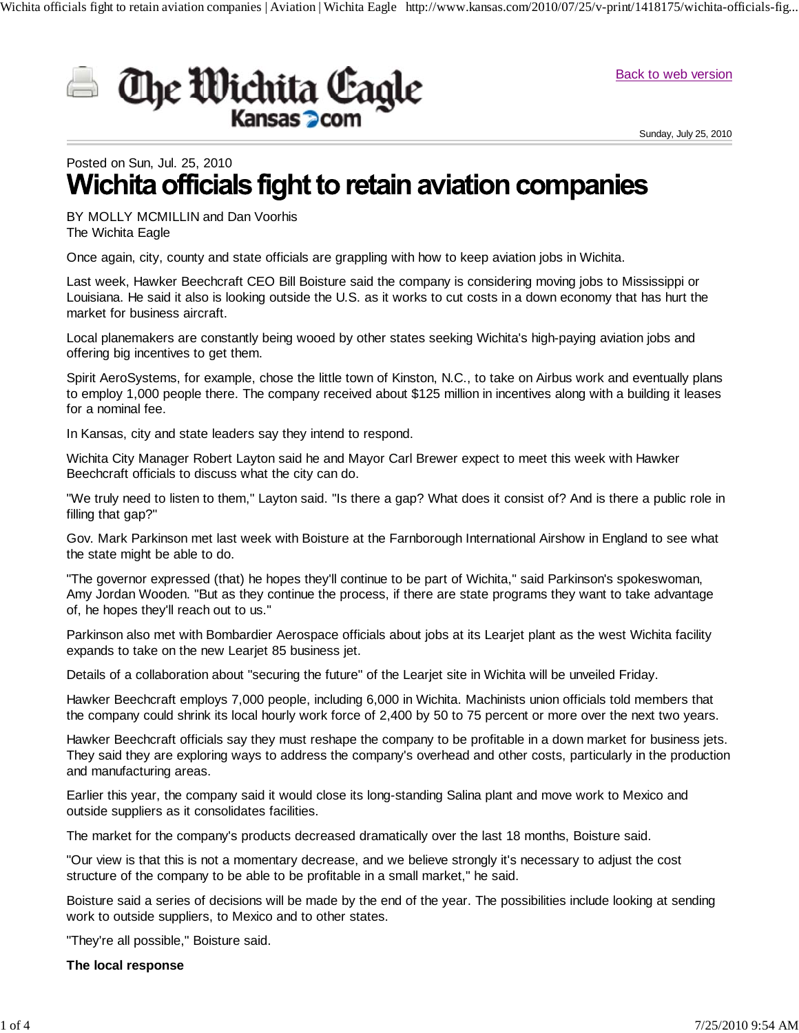# Wichita officials fight to retain aviation companies

Posted on Sun, Jul. 25, 2010

BY MOLLY MCMILLIN and Dan Voorhis
The Wichita Eagle

Once again, city, county and state officials are grappling with how to keep aviation jobs in Wichita.

Last week, Hawker Beechcraft CEO Bill Boisture said the company is considering moving jobs to Mississippi or Louisiana. He said it also is looking outside the U.S. as it works to cut costs in a down economy that has hurt the market for business aircraft.

Local planemakers are constantly being wooed by other states seeking Wichita's high-paying aviation jobs and offering big incentives to get them.

Spirit AeroSystems, for example, chose the little town of Kinston, N.C., to take on Airbus work and eventually plans to employ 1,000 people there. The company received about $125 million in incentives along with a building it leases for a nominal fee.

In Kansas, city and state leaders say they intend to respond.

Wichita City Manager Robert Layton said he and Mayor Carl Brewer expect to meet this week with Hawker Beechcraft officials to discuss what the city can do.

"We truly need to listen to them," Layton said. "Is there a gap? What does it consist of? And is there a public role in filling that gap?"

Gov. Mark Parkinson met last week with Boisture at the Farnborough International Airshow in England to see what the state might be able to do.

"The governor expressed (that) he hopes they'll continue to be part of Wichita," said Parkinson's spokeswoman, Amy Jordan Wooden. "But as they continue the process, if there are state programs they want to take advantage of, he hopes they'll reach out to us."

Parkinson also met with Bombardier Aerospace officials about jobs at its Learjet plant as the west Wichita facility expands to take on the new Learjet 85 business jet.

Details of a collaboration about "securing the future" of the Learjet site in Wichita will be unveiled Friday.

Hawker Beechcraft employs 7,000 people, including 6,000 in Wichita. Machinists union officials told members that the company could shrink its local hourly work force of 2,400 by 50 to 75 percent or more over the next two years.

Hawker Beechcraft officials say they must reshape the company to be profitable in a down market for business jets. They said they are exploring ways to address the company's overhead and other costs, particularly in the production and manufacturing areas.

Earlier this year, the company said it would close its long-standing Salina plant and move work to Mexico and outside suppliers as it consolidates facilities.

The market for the company's products decreased dramatically over the last 18 months, Boisture said.

"Our view is that this is not a momentary decrease, and we believe strongly it's necessary to adjust the cost structure of the company to be able to be profitable in a small market," he said.

Boisture said a series of decisions will be made by the end of the year. The possibilities include looking at sending work to outside suppliers, to Mexico and to other states.

"They're all possible," Boisture said.

**The local response**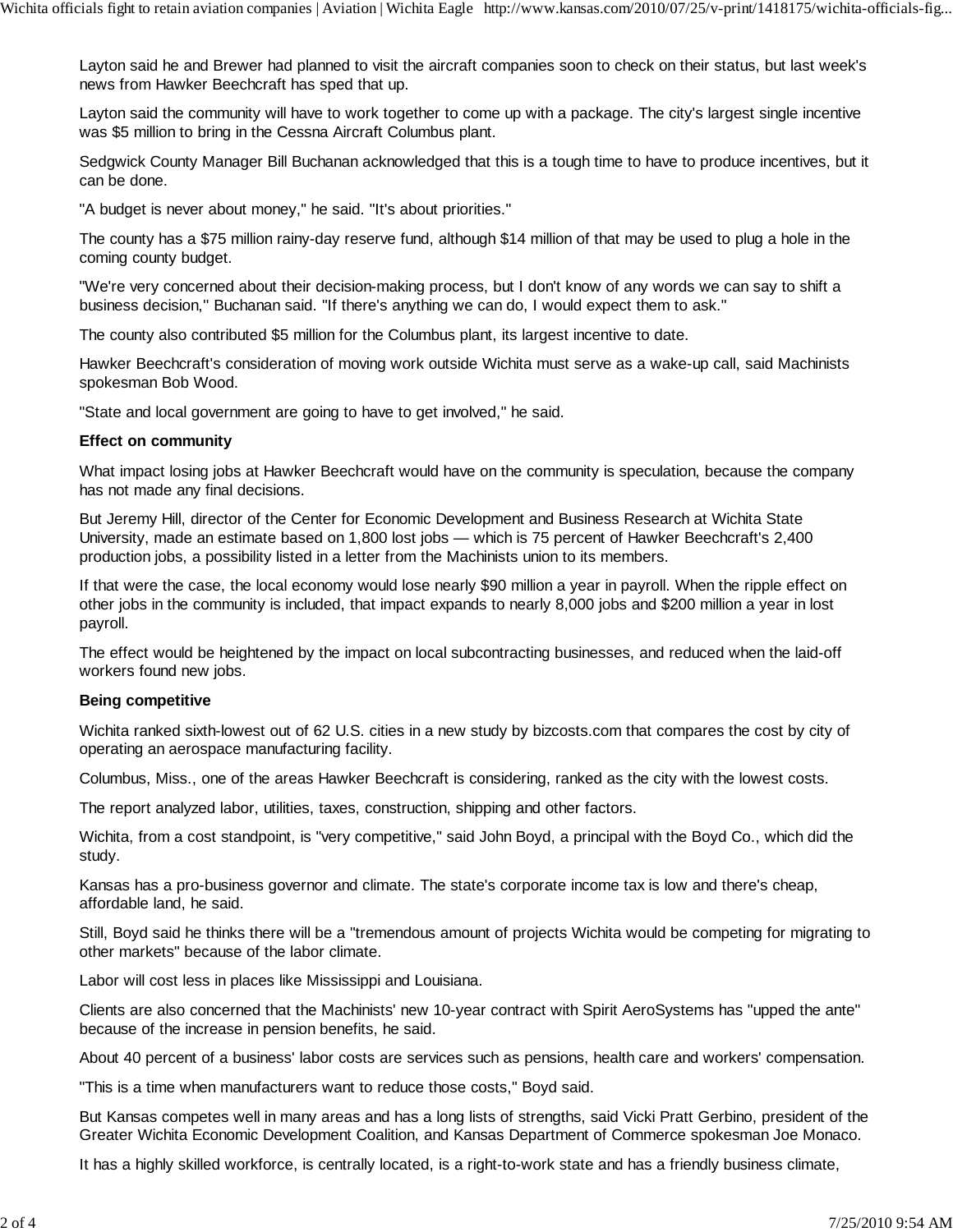Layton said he and Brewer had planned to visit the aircraft companies soon to check on their status, but last week's news from Hawker Beechcraft has sped that up.

Layton said the community will have to work together to come up with a package. The city's largest single incentive was $5 million to bring in the Cessna Aircraft Columbus plant.

Sedgwick County Manager Bill Buchanan acknowledged that this is a tough time to have to produce incentives, but it can be done.

"A budget is never about money," he said. "It's about priorities."

The county has a $75 million rainy-day reserve fund, although $14 million of that may be used to plug a hole in the coming county budget.

"We're very concerned about their decision-making process, but I don't know of any words we can say to shift a business decision," Buchanan said. "If there's anything we can do, I would expect them to ask."

The county also contributed $5 million for the Columbus plant, its largest incentive to date.

Hawker Beechcraft's consideration of moving work outside Wichita must serve as a wake-up call, said Machinists spokesman Bob Wood.

"State and local government are going to have to get involved," he said.

**Effect on community**

What impact losing jobs at Hawker Beechcraft would have on the community is speculation, because the company has not made any final decisions.

But Jeremy Hill, director of the Center for Economic Development and Business Research at Wichita State University, made an estimate based on 1,800 lost jobs — which is 75 percent of Hawker Beechcraft's 2,400 production jobs, a possibility listed in a letter from the Machinists union to its members.

If that were the case, the local economy would lose nearly $90 million a year in payroll. When the ripple effect on other jobs in the community is included, that impact expands to nearly 8,000 jobs and $200 million a year in lost payroll.

The effect would be heightened by the impact on local subcontracting businesses, and reduced when the laid-off workers found new jobs.

**Being competitive**

Wichita ranked sixth-lowest out of 62 U.S. cities in a new study by bizcosts.com that compares the cost by city of operating an aerospace manufacturing facility.

Columbus, Miss., one of the areas Hawker Beechcraft is considering, ranked as the city with the lowest costs.

The report analyzed labor, utilities, taxes, construction, shipping and other factors.

Wichita, from a cost standpoint, is "very competitive," said John Boyd, a principal with the Boyd Co., which did the study.

Kansas has a pro-business governor and climate. The state's corporate income tax is low and there's cheap, affordable land, he said.

Still, Boyd said he thinks there will be a "tremendous amount of projects Wichita would be competing for migrating to other markets" because of the labor climate.

Labor will cost less in places like Mississippi and Louisiana.

Clients are also concerned that the Machinists' new 10-year contract with Spirit AeroSystems has "upped the ante" because of the increase in pension benefits, he said.

About 40 percent of a business' labor costs are services such as pensions, health care and workers' compensation.

"This is a time when manufacturers want to reduce those costs," Boyd said.

But Kansas competes well in many areas and has a long lists of strengths, said Vicki Pratt Gerbino, president of the Greater Wichita Economic Development Coalition, and Kansas Department of Commerce spokesman Joe Monaco.

It has a highly skilled workforce, is centrally located, is a right-to-work state and has a friendly business climate,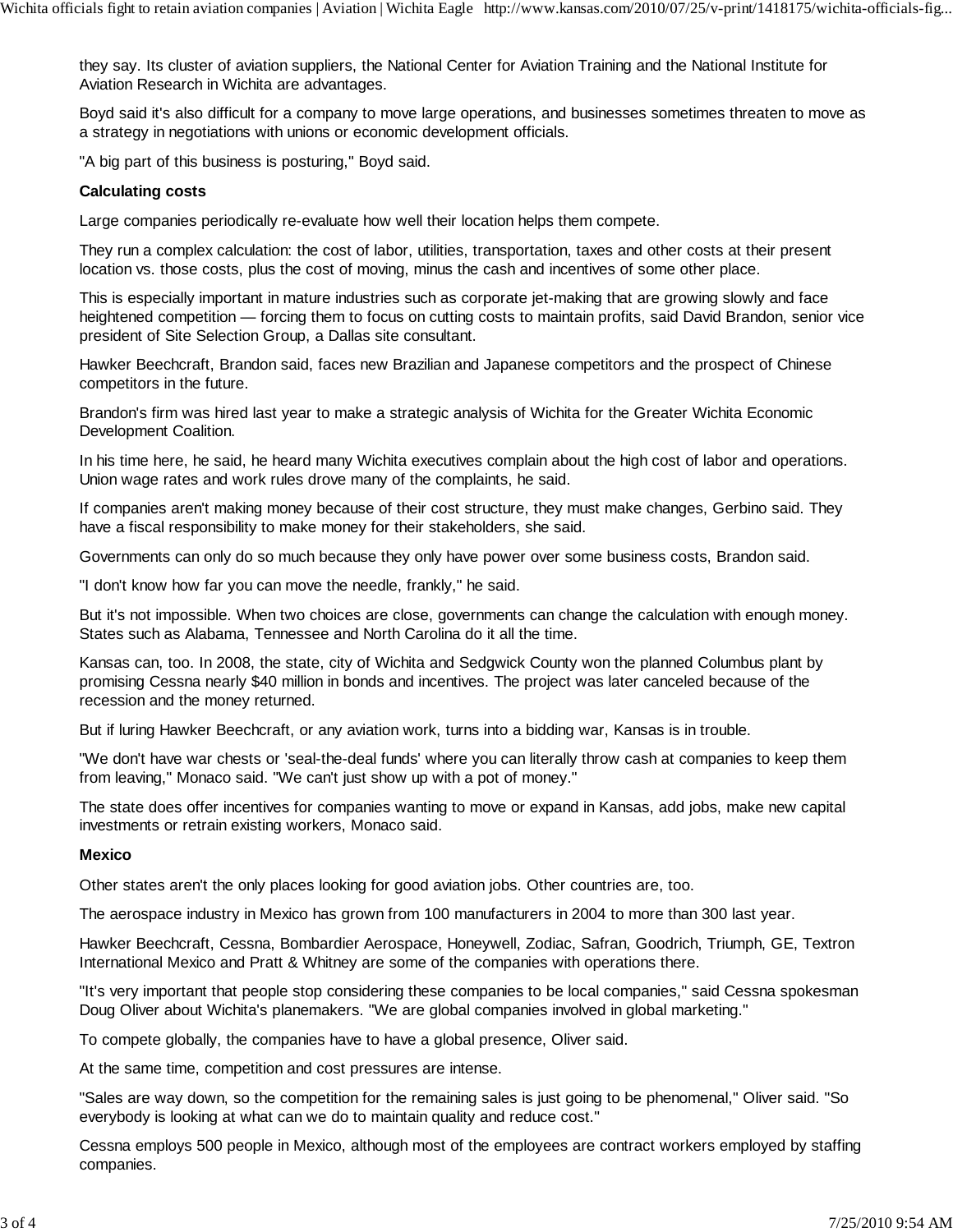they say. Its cluster of aviation suppliers, the National Center for Aviation Training and the National Institute for Aviation Research in Wichita are advantages.

Boyd said it's also difficult for a company to move large operations, and businesses sometimes threaten to move as a strategy in negotiations with unions or economic development officials.

"A big part of this business is posturing," Boyd said.

**Calculating costs**

Large companies periodically re-evaluate how well their location helps them compete.

They run a complex calculation: the cost of labor, utilities, transportation, taxes and other costs at their present location vs. those costs, plus the cost of moving, minus the cash and incentives of some other place.

This is especially important in mature industries such as corporate jet-making that are growing slowly and face heightened competition — forcing them to focus on cutting costs to maintain profits, said David Brandon, senior vice president of Site Selection Group, a Dallas site consultant.

Hawker Beechcraft, Brandon said, faces new Brazilian and Japanese competitors and the prospect of Chinese competitors in the future.

Brandon's firm was hired last year to make a strategic analysis of Wichita for the Greater Wichita Economic Development Coalition.

In his time here, he said, he heard many Wichita executives complain about the high cost of labor and operations. Union wage rates and work rules drove many of the complaints, he said.

If companies aren't making money because of their cost structure, they must make changes, Gerbino said. They have a fiscal responsibility to make money for their stakeholders, she said.

Governments can only do so much because they only have power over some business costs, Brandon said.

"I don't know how far you can move the needle, frankly," he said.

But it's not impossible. When two choices are close, governments can change the calculation with enough money. States such as Alabama, Tennessee and North Carolina do it all the time.

Kansas can, too. In 2008, the state, city of Wichita and Sedgwick County won the planned Columbus plant by promising Cessna nearly $40 million in bonds and incentives. The project was later canceled because of the recession and the money returned.

But if luring Hawker Beechcraft, or any aviation work, turns into a bidding war, Kansas is in trouble.

"We don't have war chests or 'seal-the-deal funds' where you can literally throw cash at companies to keep them from leaving," Monaco said. "We can't just show up with a pot of money."

The state does offer incentives for companies wanting to move or expand in Kansas, add jobs, make new capital investments or retrain existing workers, Monaco said.

**Mexico**

Other states aren't the only places looking for good aviation jobs. Other countries are, too.

The aerospace industry in Mexico has grown from 100 manufacturers in 2004 to more than 300 last year.

Hawker Beechcraft, Cessna, Bombardier Aerospace, Honeywell, Zodiac, Safran, Goodrich, Triumph, GE, Textron International Mexico and Pratt & Whitney are some of the companies with operations there.

"It's very important that people stop considering these companies to be local companies," said Cessna spokesman Doug Oliver about Wichita's planemakers. "We are global companies involved in global marketing."

To compete globally, the companies have to have a global presence, Oliver said.

At the same time, competition and cost pressures are intense.

"Sales are way down, so the competition for the remaining sales is just going to be phenomenal," Oliver said. "So everybody is looking at what can we do to maintain quality and reduce cost."

Cessna employs 500 people in Mexico, although most of the employees are contract workers employed by staffing companies.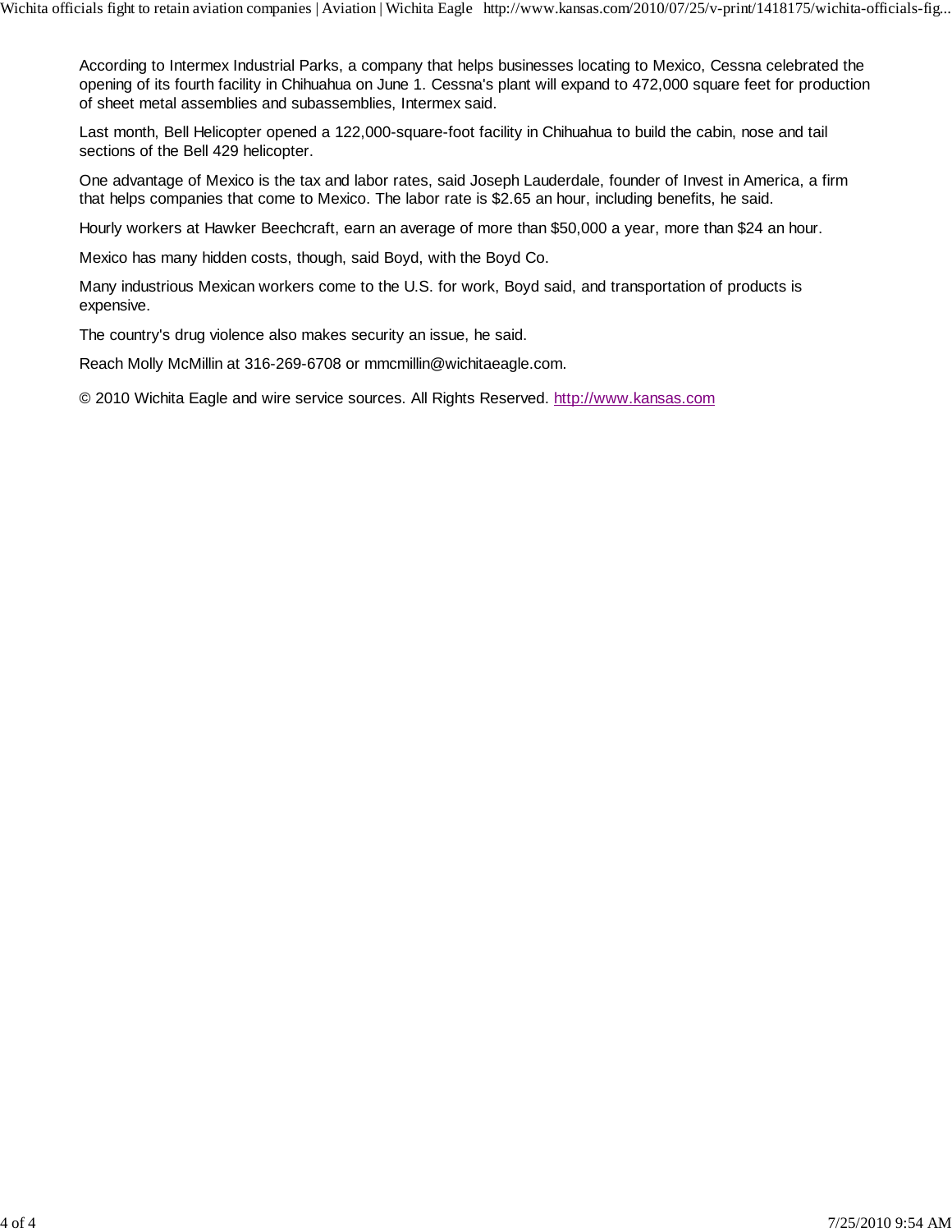According to Intermex Industrial Parks, a company that helps businesses locating to Mexico, Cessna celebrated the opening of its fourth facility in Chihuahua on June 1. Cessna's plant will expand to 472,000 square feet for production of sheet metal assemblies and subassemblies, Intermex said.

Last month, Bell Helicopter opened a 122,000-square-foot facility in Chihuahua to build the cabin, nose and tail sections of the Bell 429 helicopter.

One advantage of Mexico is the tax and labor rates, said Joseph Lauderdale, founder of Invest in America, a firm that helps companies that come to Mexico. The labor rate is $2.65 an hour, including benefits, he said.

Hourly workers at Hawker Beechcraft, earn an average of more than $50,000 a year, more than $24 an hour.

Mexico has many hidden costs, though, said Boyd, with the Boyd Co.

Many industrious Mexican workers come to the U.S. for work, Boyd said, and transportation of products is expensive.

The country's drug violence also makes security an issue, he said.

Reach Molly McMillin at 316-269-6708 or mmcmillin@wichitaeagle.com.

© 2010 Wichita Eagle and wire service sources. All Rights Reserved. http://www.kansas.com